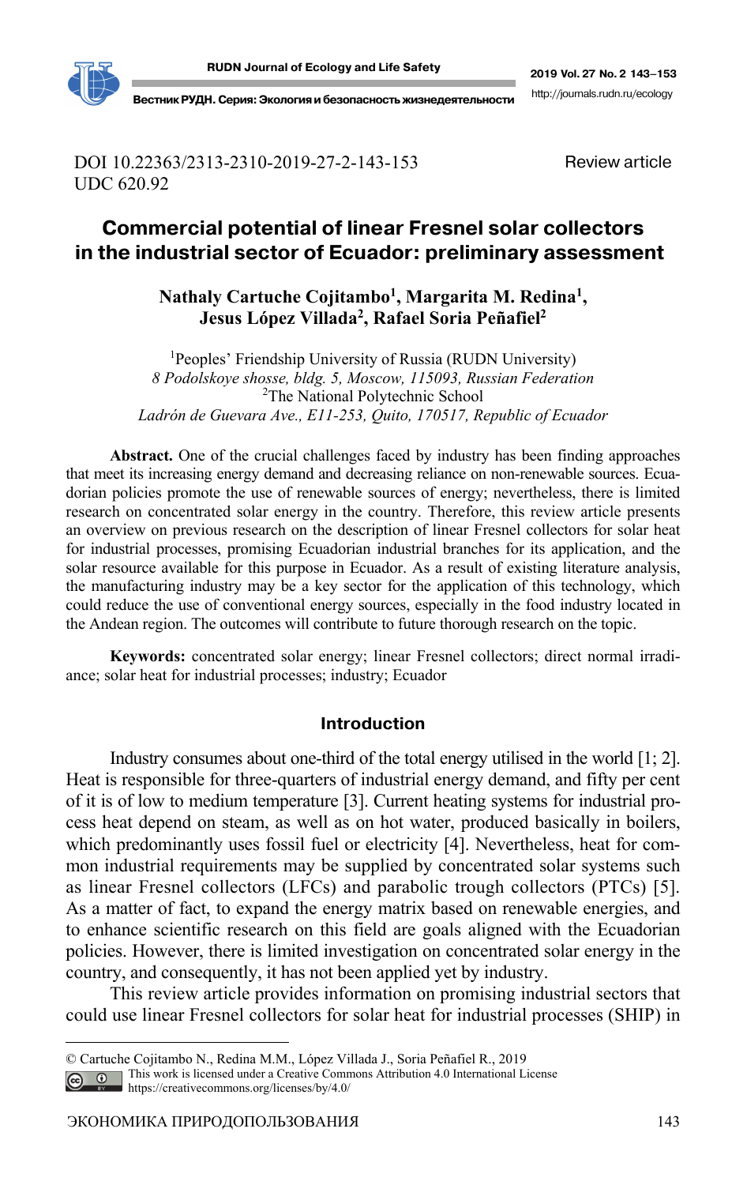DOI 10.22363/2313-2310-2019-27-2-143-153
UDC 620.92

Review article

# Commercial potential of linear Fresnel solar collectors in the industrial sector of Ecuador: preliminary assessment

**Nathaly Cartuche Cojitambo[1], Margarita M. Redina[1], Jesus López Villada[2], Rafael Soria Peñafiel[2]**

[1]Peoples' Friendship University of Russia (RUDN University)
*8 Podolskoye shosse, bldg. 5, Moscow, 115093, Russian Federation*
[2]The National Polytechnic School
*Ladrón de Guevara Ave., E11-253, Quito, 170517, Republic of Ecuador*

**Abstract.** One of the crucial challenges faced by industry has been finding approaches that meet its increasing energy demand and decreasing reliance on non-renewable sources. Ecuadorian policies promote the use of renewable sources of energy; nevertheless, there is limited research on concentrated solar energy in the country. Therefore, this review article presents an overview on previous research on the description of linear Fresnel collectors for solar heat for industrial processes, promising Ecuadorian industrial branches for its application, and the solar resource available for this purpose in Ecuador. As a result of existing literature analysis, the manufacturing industry may be a key sector for the application of this technology, which could reduce the use of conventional energy sources, especially in the food industry located in the Andean region. The outcomes will contribute to future thorough research on the topic.

**Keywords:** concentrated solar energy; linear Fresnel collectors; direct normal irradiance; solar heat for industrial processes; industry; Ecuador

## Introduction

Industry consumes about one-third of the total energy utilised in the world [1; 2]. Heat is responsible for three-quarters of industrial energy demand, and fifty per cent of it is of low to medium temperature [3]. Current heating systems for industrial process heat depend on steam, as well as on hot water, produced basically in boilers, which predominantly uses fossil fuel or electricity [4]. Nevertheless, heat for common industrial requirements may be supplied by concentrated solar systems such as linear Fresnel collectors (LFCs) and parabolic trough collectors (PTCs) [5]. As a matter of fact, to expand the energy matrix based on renewable energies, and to enhance scientific research on this field are goals aligned with the Ecuadorian policies. However, there is limited investigation on concentrated solar energy in the country, and consequently, it has not been applied yet by industry.

This review article provides information on promising industrial sectors that could use linear Fresnel collectors for solar heat for industrial processes (SHIP) in

---

© Cartuche Cojitambo N., Redina M.M., López Villada J., Soria Peñafiel R., 2019
This work is licensed under a Creative Commons Attribution 4.0 International License
https://creativecommons.org/licenses/by/4.0/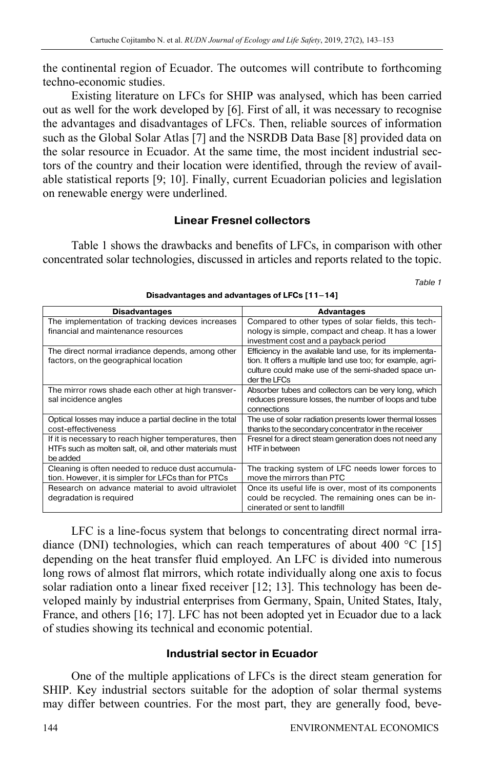the continental region of Ecuador. The outcomes will contribute to forthcoming techno-economic studies.

Existing literature on LFCs for SHIP was analysed, which has been carried out as well for the work developed by [6]. First of all, it was necessary to recognise the advantages and disadvantages of LFCs. Then, reliable sources of information such as the Global Solar Atlas [7] and the NSRDB Data Base [8] provided data on the solar resource in Ecuador. At the same time, the most incident industrial sectors of the country and their location were identified, through the review of available statistical reports [9; 10]. Finally, current Ecuadorian policies and legislation on renewable energy were underlined.

## Linear Fresnel collectors

Table 1 shows the drawbacks and benefits of LFCs, in comparison with other concentrated solar technologies, discussed in articles and reports related to the topic.

*Table 1*

**Disadvantages and advantages of LFCs [11–14]**

| Disadvantages | Advantages |
|---|---|
| The implementation of tracking devices increases financial and maintenance resources | Compared to other types of solar fields, this technology is simple, compact and cheap. It has a lower investment cost and a payback period |
| The direct normal irradiance depends, among other factors, on the geographical location | Efficiency in the available land use, for its implementation. It offers a multiple land use too; for example, agriculture could make use of the semi-shaded space under the LFCs |
| The mirror rows shade each other at high transversal incidence angles | Absorber tubes and collectors can be very long, which reduces pressure losses, the number of loops and tube connections |
| Optical losses may induce a partial decline in the total cost-effectiveness | The use of solar radiation presents lower thermal losses thanks to the secondary concentrator in the receiver |
| If it is necessary to reach higher temperatures, then HTFs such as molten salt, oil, and other materials must be added | Fresnel for a direct steam generation does not need any HTF in between |
| Cleaning is often needed to reduce dust accumulation. However, it is simpler for LFCs than for PTCs | The tracking system of LFC needs lower forces to move the mirrors than PTC |
| Research on advance material to avoid ultraviolet degradation is required | Once its useful life is over, most of its components could be recycled. The remaining ones can be incinerated or sent to landfill |

LFC is a line-focus system that belongs to concentrating direct normal irradiance (DNI) technologies, which can reach temperatures of about 400 °C [15] depending on the heat transfer fluid employed. An LFC is divided into numerous long rows of almost flat mirrors, which rotate individually along one axis to focus solar radiation onto a linear fixed receiver [12; 13]. This technology has been developed mainly by industrial enterprises from Germany, Spain, United States, Italy, France, and others [16; 17]. LFC has not been adopted yet in Ecuador due to a lack of studies showing its technical and economic potential.

## Industrial sector in Ecuador

One of the multiple applications of LFCs is the direct steam generation for SHIP. Key industrial sectors suitable for the adoption of solar thermal systems may differ between countries. For the most part, they are generally food, beve-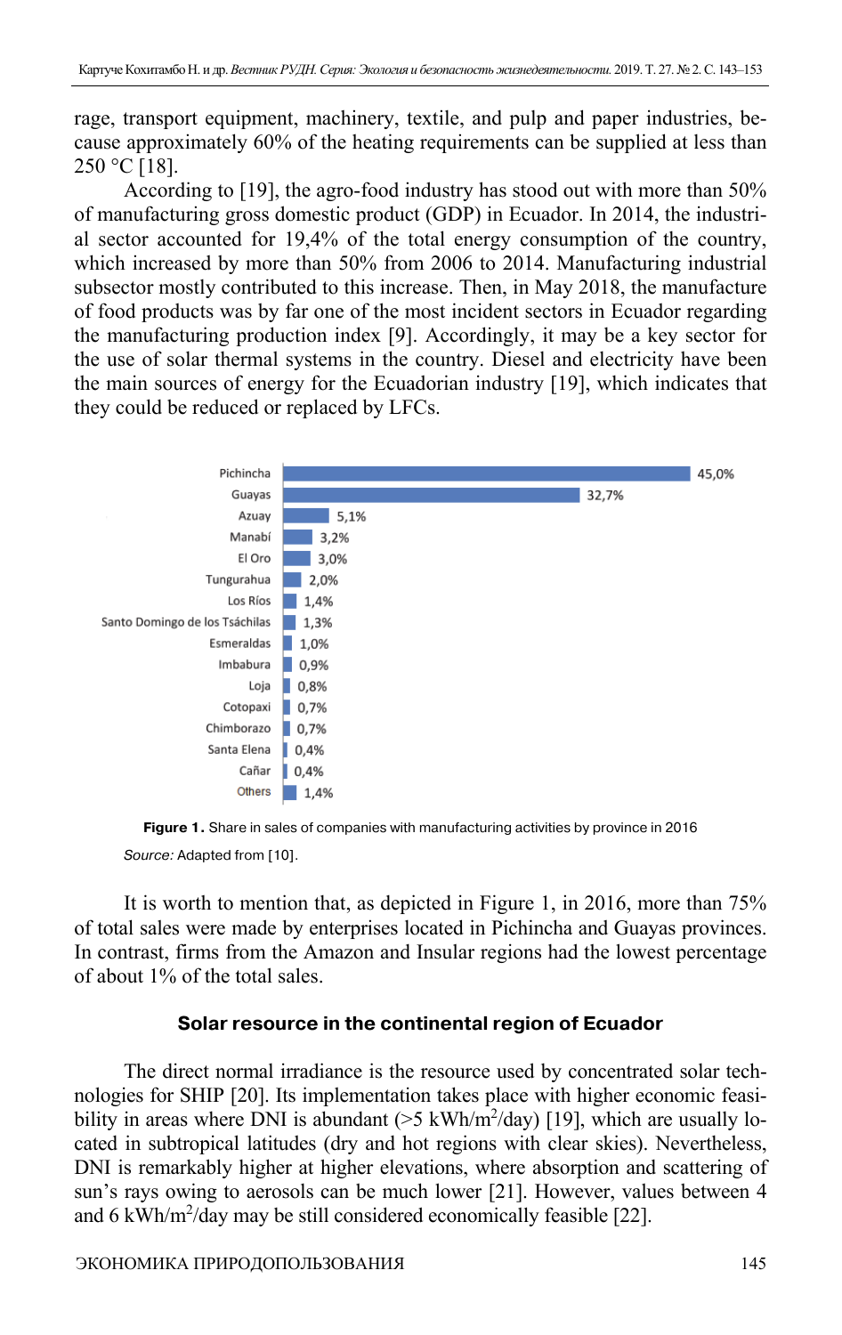rage, transport equipment, machinery, textile, and pulp and paper industries, because approximately 60% of the heating requirements can be supplied at less than 250 °C [18].

According to [19], the agro-food industry has stood out with more than 50% of manufacturing gross domestic product (GDP) in Ecuador. In 2014, the industrial sector accounted for 19,4% of the total energy consumption of the country, which increased by more than 50% from 2006 to 2014. Manufacturing industrial subsector mostly contributed to this increase. Then, in May 2018, the manufacture of food products was by far one of the most incident sectors in Ecuador regarding the manufacturing production index [9]. Accordingly, it may be a key sector for the use of solar thermal systems in the country. Diesel and electricity have been the main sources of energy for the Ecuadorian industry [19], which indicates that they could be reduced or replaced by LFCs.

| Province | Share |
|---|---|
| Pichincha | 45,0% |
| Guayas | 32,7% |
| Azuay | 5,1% |
| Manabí | 3,2% |
| El Oro | 3,0% |
| Tungurahua | 2,0% |
| Los Ríos | 1,4% |
| Santo Domingo de los Tsáchilas | 1,3% |
| Esmeraldas | 1,0% |
| Imbabura | 0,9% |
| Loja | 0,8% |
| Cotopaxi | 0,7% |
| Chimborazo | 0,7% |
| Santa Elena | 0,4% |
| Cañar | 0,4% |
| Others | 1,4% |

**Figure 1.** Share in sales of companies with manufacturing activities by province in 2016

*Source:* Adapted from [10].

It is worth to mention that, as depicted in Figure 1, in 2016, more than 75% of total sales were made by enterprises located in Pichincha and Guayas provinces. In contrast, firms from the Amazon and Insular regions had the lowest percentage of about 1% of the total sales.

### Solar resource in the continental region of Ecuador

The direct normal irradiance is the resource used by concentrated solar technologies for SHIP [20]. Its implementation takes place with higher economic feasibility in areas where DNI is abundant (>5 kWh/m$^2$/day) [19], which are usually located in subtropical latitudes (dry and hot regions with clear skies). Nevertheless, DNI is remarkably higher at higher elevations, where absorption and scattering of sun's rays owing to aerosols can be much lower [21]. However, values between 4 and 6 kWh/m$^2$/day may be still considered economically feasible [22].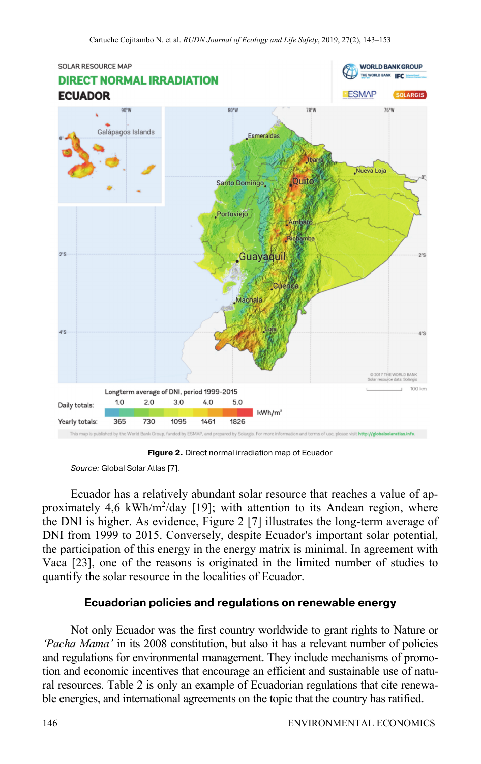**Figure 2.** Direct normal irradiation map of Ecuador

*Source:* Global Solar Atlas [7].

Ecuador has a relatively abundant solar resource that reaches a value of approximately 4,6 kWh/m$^2$/day [19]; with attention to its Andean region, where the DNI is higher. As evidence, Figure 2 [7] illustrates the long-term average of DNI from 1999 to 2015. Conversely, despite Ecuador's important solar potential, the participation of this energy in the energy matrix is minimal. In agreement with Vaca [23], one of the reasons is originated in the limited number of studies to quantify the solar resource in the localities of Ecuador.

## Ecuadorian policies and regulations on renewable energy

Not only Ecuador was the first country worldwide to grant rights to Nature or *'Pacha Mama'* in its 2008 constitution, but also it has a relevant number of policies and regulations for environmental management. They include mechanisms of promotion and economic incentives that encourage an efficient and sustainable use of natural resources. Table 2 is only an example of Ecuadorian regulations that cite renewable energies, and international agreements on the topic that the country has ratified.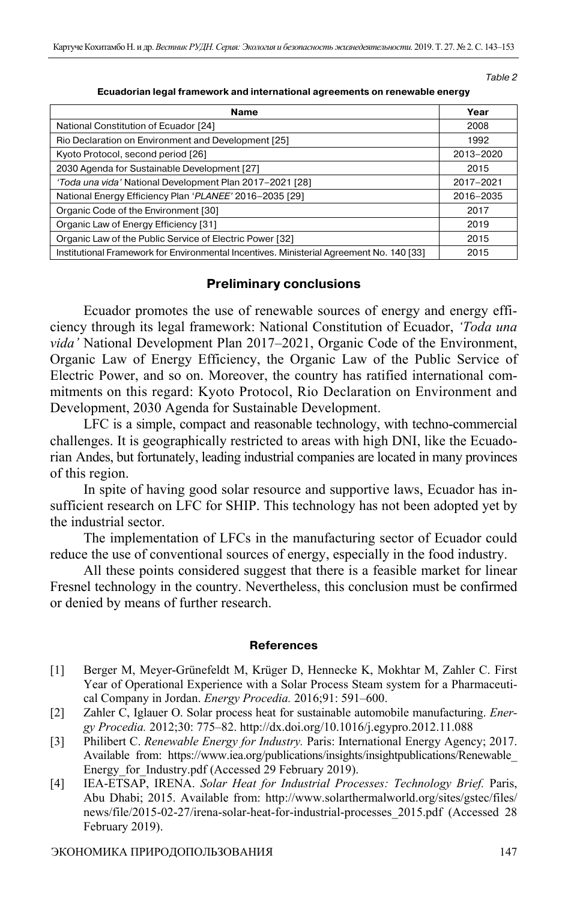Table 2

**Ecuadorian legal framework and international agreements on renewable energy**

| Name | Year |
|---|---|
| National Constitution of Ecuador [24] | 2008 |
| Rio Declaration on Environment and Development [25] | 1992 |
| Kyoto Protocol, second period [26] | 2013–2020 |
| 2030 Agenda for Sustainable Development [27] | 2015 |
| *'Toda una vida'* National Development Plan 2017–2021 [28] | 2017–2021 |
| National Energy Efficiency Plan '*PLANEE*' 2016–2035 [29] | 2016–2035 |
| Organic Code of the Environment [30] | 2017 |
| Organic Law of Energy Efficiency [31] | 2019 |
| Organic Law of the Public Service of Electric Power [32] | 2015 |
| Institutional Framework for Environmental Incentives. Ministerial Agreement No. 140 [33] | 2015 |

## Preliminary conclusions

Ecuador promotes the use of renewable sources of energy and energy efficiency through its legal framework: National Constitution of Ecuador, *'Toda una vida'* National Development Plan 2017–2021, Organic Code of the Environment, Organic Law of Energy Efficiency, the Organic Law of the Public Service of Electric Power, and so on. Moreover, the country has ratified international commitments on this regard: Kyoto Protocol, Rio Declaration on Environment and Development, 2030 Agenda for Sustainable Development.

LFC is a simple, compact and reasonable technology, with techno-commercial challenges. It is geographically restricted to areas with high DNI, like the Ecuadorian Andes, but fortunately, leading industrial companies are located in many provinces of this region.

In spite of having good solar resource and supportive laws, Ecuador has insufficient research on LFC for SHIP. This technology has not been adopted yet by the industrial sector.

The implementation of LFCs in the manufacturing sector of Ecuador could reduce the use of conventional sources of energy, especially in the food industry.

All these points considered suggest that there is a feasible market for linear Fresnel technology in the country. Nevertheless, this conclusion must be confirmed or denied by means of further research.

## References

[1] Berger M, Meyer-Grünefeldt M, Krüger D, Hennecke K, Mokhtar M, Zahler C. First Year of Operational Experience with a Solar Process Steam system for a Pharmaceutical Company in Jordan. *Energy Procedia.* 2016;91: 591–600.

[2] Zahler C, Iglauer O. Solar process heat for sustainable automobile manufacturing. *Energy Procedia.* 2012;30: 775–82. http://dx.doi.org/10.1016/j.egypro.2012.11.088

[3] Philibert C. *Renewable Energy for Industry.* Paris: International Energy Agency; 2017. Available from: https://www.iea.org/publications/insights/insightpublications/Renewable_Energy_for_Industry.pdf (Accessed 29 February 2019).

[4] IEA-ETSAP, IRENA. *Solar Heat for Industrial Processes: Technology Brief.* Paris, Abu Dhabi; 2015. Available from: http://www.solarthermalworld.org/sites/gstec/files/news/file/2015-02-27/irena-solar-heat-for-industrial-processes_2015.pdf (Accessed 28 February 2019).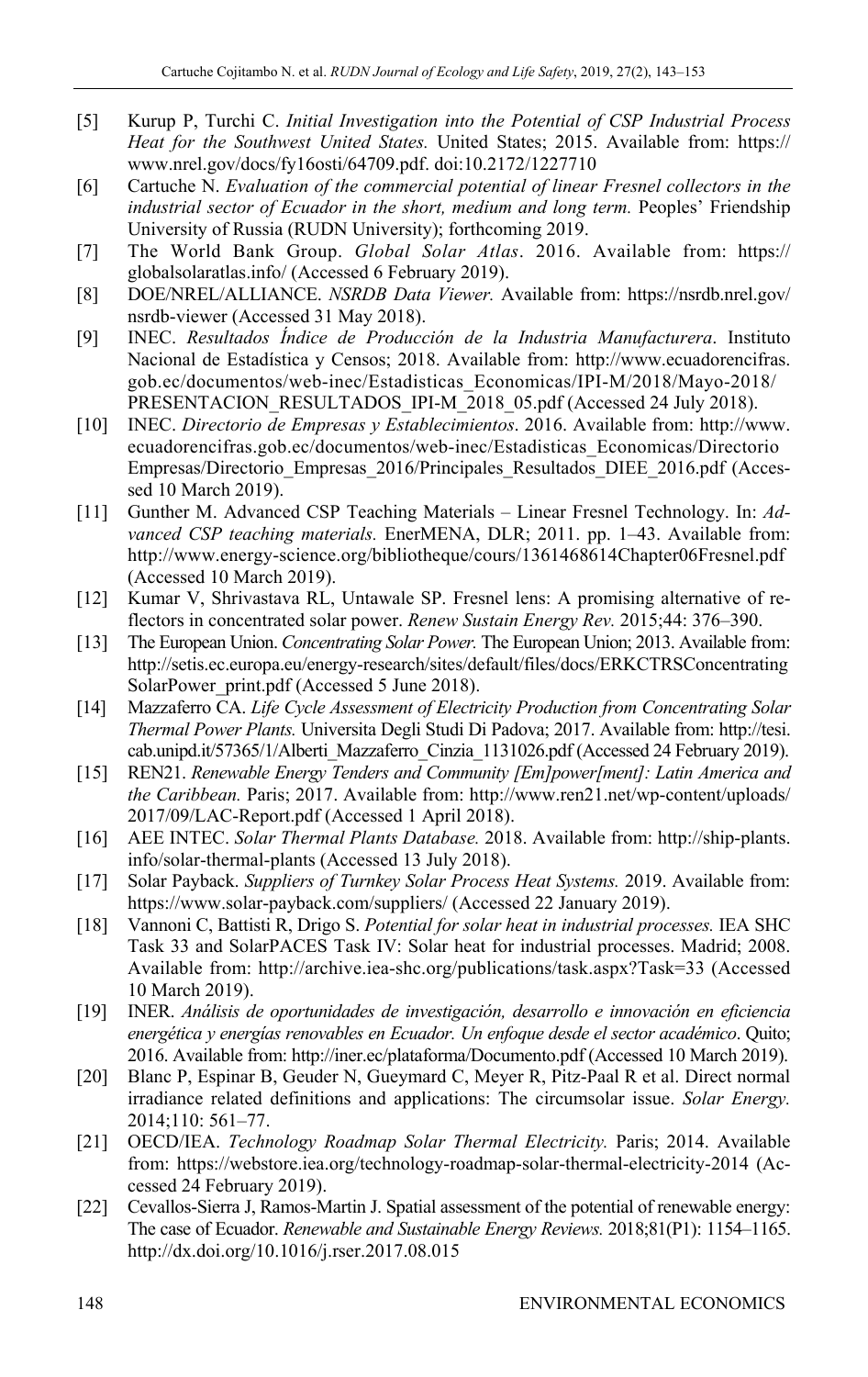[5] Kurup P, Turchi C. *Initial Investigation into the Potential of CSP Industrial Process Heat for the Southwest United States.* United States; 2015. Available from: https://www.nrel.gov/docs/fy16osti/64709.pdf. doi:10.2172/1227710

[6] Cartuche N. *Evaluation of the commercial potential of linear Fresnel collectors in the industrial sector of Ecuador in the short, medium and long term.* Peoples' Friendship University of Russia (RUDN University); forthcoming 2019.

[7] The World Bank Group. *Global Solar Atlas*. 2016. Available from: https://globalsolaratlas.info/ (Accessed 6 February 2019).

[8] DOE/NREL/ALLIANCE. *NSRDB Data Viewer.* Available from: https://nsrdb.nrel.gov/nsrdb-viewer (Accessed 31 May 2018).

[9] INEC. *Resultados Índice de Producción de la Industria Manufacturera*. Instituto Nacional de Estadística y Censos; 2018. Available from: http://www.ecuadorencifras.gob.ec/documentos/web-inec/Estadisticas_Economicas/IPI-M/2018/Mayo-2018/PRESENTACION_RESULTADOS_IPI-M_2018_05.pdf (Accessed 24 July 2018).

[10] INEC. *Directorio de Empresas y Establecimientos*. 2016. Available from: http://www.ecuadorencifras.gob.ec/documentos/web-inec/Estadisticas_Economicas/Directorio Empresas/Directorio_Empresas_2016/Principales_Resultados_DIEE_2016.pdf (Accessed 10 March 2019).

[11] Gunther M. Advanced CSP Teaching Materials – Linear Fresnel Technology. In: *Advanced CSP teaching materials.* EnerMENA, DLR; 2011. pp. 1–43. Available from: http://www.energy-science.org/bibliotheque/cours/1361468614Chapter06Fresnel.pdf (Accessed 10 March 2019).

[12] Kumar V, Shrivastava RL, Untawale SP. Fresnel lens: A promising alternative of reflectors in concentrated solar power. *Renew Sustain Energy Rev.* 2015;44: 376–390.

[13] The European Union. *Concentrating Solar Power.* The European Union; 2013. Available from: http://setis.ec.europa.eu/energy-research/sites/default/files/docs/ERKCTRSConcentrating SolarPower_print.pdf (Accessed 5 June 2018).

[14] Mazzaferro CA. *Life Cycle Assessment of Electricity Production from Concentrating Solar Thermal Power Plants.* Universita Degli Studi Di Padova; 2017. Available from: http://tesi.cab.unipd.it/57365/1/Alberti_Mazzaferro_Cinzia_1131026.pdf (Accessed 24 February 2019).

[15] REN21. *Renewable Energy Tenders and Community [Em]power[ment]: Latin America and the Caribbean.* Paris; 2017. Available from: http://www.ren21.net/wp-content/uploads/2017/09/LAC-Report.pdf (Accessed 1 April 2018).

[16] AEE INTEC. *Solar Thermal Plants Database.* 2018. Available from: http://ship-plants.info/solar-thermal-plants (Accessed 13 July 2018).

[17] Solar Payback. *Suppliers of Turnkey Solar Process Heat Systems.* 2019. Available from: https://www.solar-payback.com/suppliers/ (Accessed 22 January 2019).

[18] Vannoni C, Battisti R, Drigo S. *Potential for solar heat in industrial processes.* IEA SHC Task 33 and SolarPACES Task IV: Solar heat for industrial processes. Madrid; 2008. Available from: http://archive.iea-shc.org/publications/task.aspx?Task=33 (Accessed 10 March 2019).

[19] INER. *Análisis de oportunidades de investigación, desarrollo e innovación en eficiencia energética y energías renovables en Ecuador. Un enfoque desde el sector académico*. Quito; 2016. Available from: http://iner.ec/plataforma/Documento.pdf (Accessed 10 March 2019).

[20] Blanc P, Espinar B, Geuder N, Gueymard C, Meyer R, Pitz-Paal R et al. Direct normal irradiance related definitions and applications: The circumsolar issue. *Solar Energy.* 2014;110: 561–77.

[21] OECD/IEA. *Technology Roadmap Solar Thermal Electricity.* Paris; 2014. Available from: https://webstore.iea.org/technology-roadmap-solar-thermal-electricity-2014 (Accessed 24 February 2019).

[22] Cevallos-Sierra J, Ramos-Martin J. Spatial assessment of the potential of renewable energy: The case of Ecuador. *Renewable and Sustainable Energy Reviews.* 2018;81(P1): 1154–1165. http://dx.doi.org/10.1016/j.rser.2017.08.015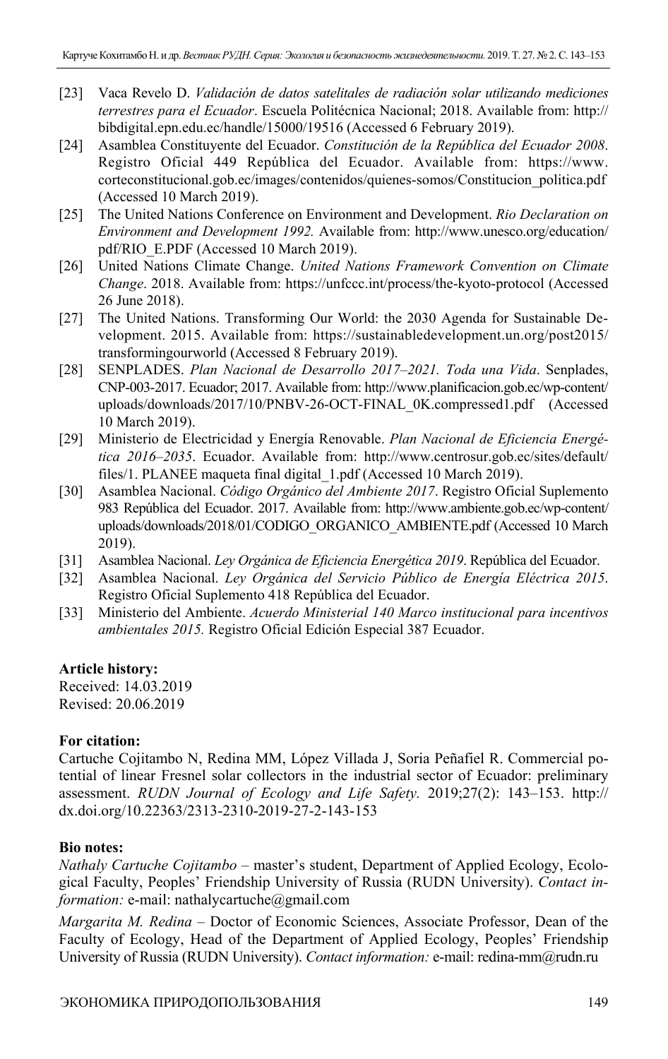[23] Vaca Revelo D. *Validación de datos satelitales de radiación solar utilizando mediciones terrestres para el Ecuador*. Escuela Politécnica Nacional; 2018. Available from: http://bibdigital.epn.edu.ec/handle/15000/19516 (Accessed 6 February 2019).

[24] Asamblea Constituyente del Ecuador. *Constitución de la República del Ecuador 2008*. Registro Oficial 449 República del Ecuador. Available from: https://www.corteconstitucional.gob.ec/images/contenidos/quienes-somos/Constitucion_politica.pdf (Accessed 10 March 2019).

[25] The United Nations Conference on Environment and Development. *Rio Declaration on Environment and Development 1992.* Available from: http://www.unesco.org/education/pdf/RIO_E.PDF (Accessed 10 March 2019).

[26] United Nations Climate Change. *United Nations Framework Convention on Climate Change*. 2018. Available from: https://unfccc.int/process/the-kyoto-protocol (Accessed 26 June 2018).

[27] The United Nations. Transforming Our World: the 2030 Agenda for Sustainable Development. 2015. Available from: https://sustainabledevelopment.un.org/post2015/transformingourworld (Accessed 8 February 2019).

[28] SENPLADES. *Plan Nacional de Desarrollo 2017–2021. Toda una Vida*. Senplades, CNP-003-2017. Ecuador; 2017. Available from: http://www.planificacion.gob.ec/wp-content/uploads/downloads/2017/10/PNBV-26-OCT-FINAL_0K.compressed1.pdf (Accessed 10 March 2019).

[29] Ministerio de Electricidad y Energía Renovable. *Plan Nacional de Eficiencia Energética 2016–2035*. Ecuador. Available from: http://www.centrosur.gob.ec/sites/default/files/1. PLANEE maqueta final digital_1.pdf (Accessed 10 March 2019).

[30] Asamblea Nacional. *Código Orgánico del Ambiente 2017*. Registro Oficial Suplemento 983 República del Ecuador. 2017. Available from: http://www.ambiente.gob.ec/wp-content/uploads/downloads/2018/01/CODIGO_ORGANICO_AMBIENTE.pdf (Accessed 10 March 2019).

[31] Asamblea Nacional. *Ley Orgánica de Eficiencia Energética 2019*. República del Ecuador.

[32] Asamblea Nacional. *Ley Orgánica del Servicio Público de Energía Eléctrica 2015*. Registro Oficial Suplemento 418 República del Ecuador.

[33] Ministerio del Ambiente. *Acuerdo Ministerial 140 Marco institucional para incentivos ambientales 2015.* Registro Oficial Edición Especial 387 Ecuador.

**Article history:**
Received: 14.03.2019
Revised: 20.06.2019

**For citation:**
Cartuche Cojitambo N, Redina MM, López Villada J, Soria Peñafiel R. Commercial potential of linear Fresnel solar collectors in the industrial sector of Ecuador: preliminary assessment. *RUDN Journal of Ecology and Life Safety.* 2019;27(2): 143–153. http://dx.doi.org/10.22363/2313-2310-2019-27-2-143-153

**Bio notes:**

*Nathaly Cartuche Cojitambo* – master's student, Department of Applied Ecology, Ecological Faculty, Peoples' Friendship University of Russia (RUDN University). *Contact information:* e-mail: nathalycartuche@gmail.com

*Margarita M. Redina* – Doctor of Economic Sciences, Associate Professor, Dean of the Faculty of Ecology, Head of the Department of Applied Ecology, Peoples' Friendship University of Russia (RUDN University). *Contact information:* e-mail: redina-mm@rudn.ru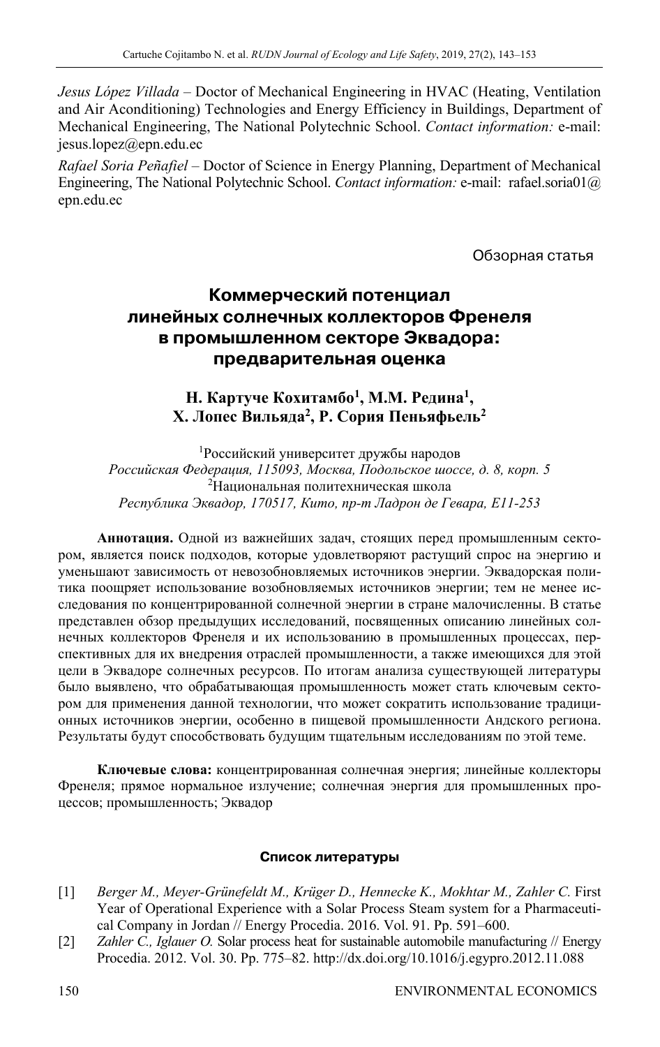*Jesus López Villada* – Doctor of Mechanical Engineering in HVAC (Heating, Ventilation and Air Aconditioning) Technologies and Energy Efficiency in Buildings, Department of Mechanical Engineering, The National Polytechnic School. *Contact information:* e-mail: jesus.lopez@epn.edu.ec

*Rafael Soria Peñafiel* – Doctor of Science in Energy Planning, Department of Mechanical Engineering, The National Polytechnic School. *Contact information:* e-mail: rafael.soria01@epn.edu.ec

Обзорная статья

# Коммерческий потенциал линейных солнечных коллекторов Френеля в промышленном секторе Эквадора: предварительная оценка

**Н. Картуче Кохитамбо[1], М.М. Редина[1], Х. Лопес Вильяда[2], Р. Сория Пеньяфьель[2]**

[1]Российский университет дружбы народов
*Российская Федерация, 115093, Москва, Подольское шоссе, д. 8, корп. 5*
[2]Национальная политехническая школа
*Республика Эквадор, 170517, Кито, пр-т Ладрон де Гевара, E11-253*

**Аннотация.** Одной из важнейших задач, стоящих перед промышленным сектором, является поиск подходов, которые удовлетворяют растущий спрос на энергию и уменьшают зависимость от невозобновляемых источников энергии. Эквадорская политика поощряет использование возобновляемых источников энергии; тем не менее исследования по концентрированной солнечной энергии в стране малочисленны. В статье представлен обзор предыдущих исследований, посвященных описанию линейных солнечных коллекторов Френеля и их использованию в промышленных процессах, перспективных для их внедрения отраслей промышленности, а также имеющихся для этой цели в Эквадоре солнечных ресурсов. По итогам анализа существующей литературы было выявлено, что обрабатывающая промышленность может стать ключевым сектором для применения данной технологии, что может сократить использование традиционных источников энергии, особенно в пищевой промышленности Андского региона. Результаты будут способствовать будущим тщательным исследованиям по этой теме.

**Ключевые слова:** концентрированная солнечная энергия; линейные коллекторы Френеля; прямое нормальное излучение; солнечная энергия для промышленных процессов; промышленность; Эквадор

#### Список литературы

[1] *Berger M., Meyer-Grünefeldt M., Krüger D., Hennecke K., Mokhtar M., Zahler C.* First Year of Operational Experience with a Solar Process Steam system for a Pharmaceutical Company in Jordan // Energy Procedia. 2016. Vol. 91. Pp. 591–600.

[2] *Zahler C., Iglauer O.* Solar process heat for sustainable automobile manufacturing // Energy Procedia. 2012. Vol. 30. Pp. 775–82. http://dx.doi.org/10.1016/j.egypro.2012.11.088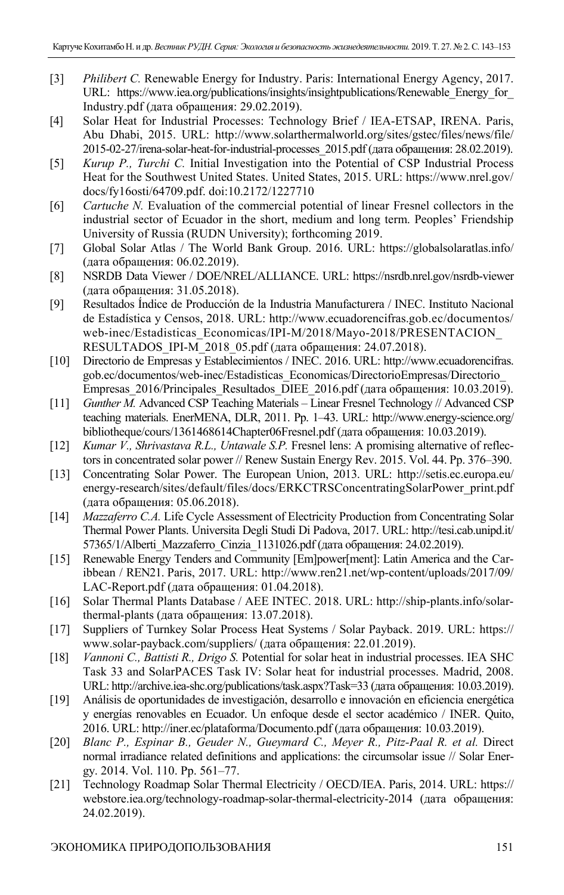[3] *Philibert C.* Renewable Energy for Industry. Paris: International Energy Agency, 2017. URL: https://www.iea.org/publications/insights/insightpublications/Renewable_Energy_for_Industry.pdf (дата обращения: 29.02.2019).

[4] Solar Heat for Industrial Processes: Technology Brief / IEA-ETSAP, IRENA. Paris, Abu Dhabi, 2015. URL: http://www.solarthermalworld.org/sites/gstec/files/news/file/2015-02-27/irena-solar-heat-for-industrial-processes_2015.pdf (дата обращения: 28.02.2019).

[5] *Kurup P., Turchi C.* Initial Investigation into the Potential of CSP Industrial Process Heat for the Southwest United States. United States, 2015. URL: https://www.nrel.gov/docs/fy16osti/64709.pdf. doi:10.2172/1227710

[6] *Cartuche N.* Evaluation of the commercial potential of linear Fresnel collectors in the industrial sector of Ecuador in the short, medium and long term. Peoples' Friendship University of Russia (RUDN University); forthcoming 2019.

[7] Global Solar Atlas / The World Bank Group. 2016. URL: https://globalsolaratlas.info/ (дата обращения: 06.02.2019).

[8] NSRDB Data Viewer / DOE/NREL/ALLIANCE. URL: https://nsrdb.nrel.gov/nsrdb-viewer (дата обращения: 31.05.2018).

[9] Resultados Índice de Producción de la Industria Manufacturera / INEC. Instituto Nacional de Estadística y Censos, 2018. URL: http://www.ecuadorencifras.gob.ec/documentos/web-inec/Estadisticas_Economicas/IPI-M/2018/Mayo-2018/PRESENTACION_RESULTADOS_IPI-M_2018_05.pdf (дата обращения: 24.07.2018).

[10] Directorio de Empresas y Establecimientos / INEC. 2016. URL: http://www.ecuadorencifras.gob.ec/documentos/web-inec/Estadisticas_Economicas/DirectorioEmpresas/Directorio_Empresas_2016/Principales_Resultados_DIEE_2016.pdf (дата обращения: 10.03.2019).

[11] *Gunther M.* Advanced CSP Teaching Materials – Linear Fresnel Technology // Advanced CSP teaching materials. EnerMENA, DLR, 2011. Pp. 1–43. URL: http://www.energy-science.org/bibliotheque/cours/1361468614Chapter06Fresnel.pdf (дата обращения: 10.03.2019).

[12] *Kumar V., Shrivastava R.L., Untawale S.P.* Fresnel lens: A promising alternative of reflectors in concentrated solar power // Renew Sustain Energy Rev. 2015. Vol. 44. Pp. 376–390.

[13] Concentrating Solar Power. The European Union, 2013. URL: http://setis.ec.europa.eu/energy-research/sites/default/files/docs/ERKCTRSConcentratingSolarPower_print.pdf (дата обращения: 05.06.2018).

[14] *Mazzaferro C.A.* Life Cycle Assessment of Electricity Production from Concentrating Solar Thermal Power Plants. Universita Degli Studi Di Padova, 2017. URL: http://tesi.cab.unipd.it/57365/1/Alberti_Mazzaferro_Cinzia_1131026.pdf (дата обращения: 24.02.2019).

[15] Renewable Energy Tenders and Community [Em]power[ment]: Latin America and the Caribbean / REN21. Paris, 2017. URL: http://www.ren21.net/wp-content/uploads/2017/09/LAC-Report.pdf (дата обращения: 01.04.2018).

[16] Solar Thermal Plants Database / AEE INTEC. 2018. URL: http://ship-plants.info/solar-thermal-plants (дата обращения: 13.07.2018).

[17] Suppliers of Turnkey Solar Process Heat Systems / Solar Payback. 2019. URL: https://www.solar-payback.com/suppliers/ (дата обращения: 22.01.2019).

[18] *Vannoni C., Battisti R., Drigo S.* Potential for solar heat in industrial processes. IEA SHC Task 33 and SolarPACES Task IV: Solar heat for industrial processes. Madrid, 2008. URL: http://archive.iea-shc.org/publications/task.aspx?Task=33 (дата обращения: 10.03.2019).

[19] Análisis de oportunidades de investigación, desarrollo e innovación en eficiencia energética y energías renovables en Ecuador. Un enfoque desde el sector académico / INER. Quito, 2016. URL: http://iner.ec/plataforma/Documento.pdf (дата обращения: 10.03.2019).

[20] *Blanc P., Espinar B., Geuder N., Gueymard C., Meyer R., Pitz-Paal R. et al.* Direct normal irradiance related definitions and applications: the circumsolar issue // Solar Energy. 2014. Vol. 110. Pp. 561–77.

[21] Technology Roadmap Solar Thermal Electricity / OECD/IEA. Paris, 2014. URL: https://webstore.iea.org/technology-roadmap-solar-thermal-electricity-2014 (дата обращения: 24.02.2019).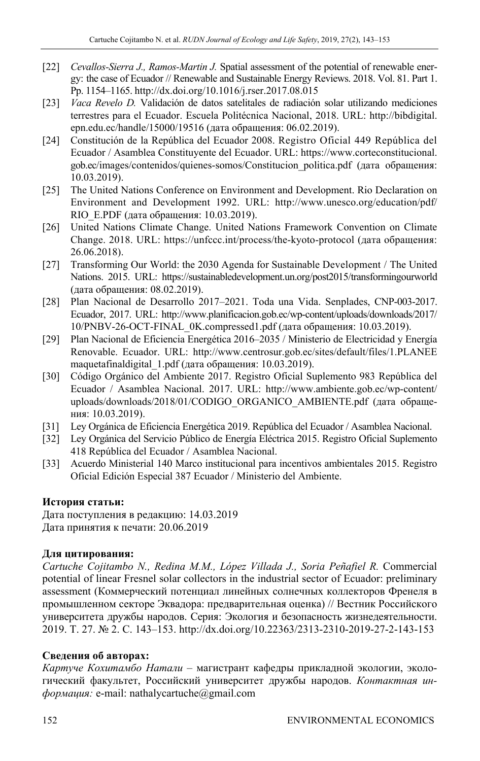[22] *Cevallos-Sierra J., Ramos-Martin J.* Spatial assessment of the potential of renewable energy: the case of Ecuador // Renewable and Sustainable Energy Reviews. 2018. Vol. 81. Part 1. Pp. 1154–1165. http://dx.doi.org/10.1016/j.rser.2017.08.015

[23] *Vaca Revelo D.* Validación de datos satelitales de radiación solar utilizando mediciones terrestres para el Ecuador. Escuela Politécnica Nacional, 2018. URL: http://bibdigital.epn.edu.ec/handle/15000/19516 (дата обращения: 06.02.2019).

[24] Constitución de la República del Ecuador 2008. Registro Oficial 449 República del Ecuador / Asamblea Constituyente del Ecuador. URL: https://www.corteconstitucional.gob.ec/images/contenidos/quienes-somos/Constitucion_politica.pdf (дата обращения: 10.03.2019).

[25] The United Nations Conference on Environment and Development. Rio Declaration on Environment and Development 1992. URL: http://www.unesco.org/education/pdf/RIO_E.PDF (дата обращения: 10.03.2019).

[26] United Nations Climate Change. United Nations Framework Convention on Climate Change. 2018. URL: https://unfccc.int/process/the-kyoto-protocol (дата обращения: 26.06.2018).

[27] Transforming Our World: the 2030 Agenda for Sustainable Development / The United Nations. 2015. URL: https://sustainabledevelopment.un.org/post2015/transformingourworld (дата обращения: 08.02.2019).

[28] Plan Nacional de Desarrollo 2017–2021. Toda una Vida. Senplades, CNP-003-2017. Ecuador, 2017. URL: http://www.planificacion.gob.ec/wp-content/uploads/downloads/2017/10/PNBV-26-OCT-FINAL_0K.compressed1.pdf (дата обращения: 10.03.2019).

[29] Plan Nacional de Eficiencia Energética 2016–2035 / Ministerio de Electricidad y Energía Renovable. Ecuador. URL: http://www.centrosur.gob.ec/sites/default/files/1.PLANEEmaquetafinaldigital_1.pdf (дата обращения: 10.03.2019).

[30] Código Orgánico del Ambiente 2017. Registro Oficial Suplemento 983 República del Ecuador / Asamblea Nacional. 2017. URL: http://www.ambiente.gob.ec/wp-content/uploads/downloads/2018/01/CODIGO_ORGANICO_AMBIENTE.pdf (дата обращения: 10.03.2019).

[31] Ley Orgánica de Eficiencia Energética 2019. República del Ecuador / Asamblea Nacional.

[32] Ley Orgánica del Servicio Público de Energía Eléctrica 2015. Registro Oficial Suplemento 418 República del Ecuador / Asamblea Nacional.

[33] Acuerdo Ministerial 140 Marco institucional para incentivos ambientales 2015. Registro Oficial Edición Especial 387 Ecuador / Ministerio del Ambiente.

**История статьи:**

Дата поступления в редакцию: 14.03.2019
Дата принятия к печати: 20.06.2019

**Для цитирования:**

*Cartuche Cojitambo N., Redina M.M., López Villada J., Soria Peñafiel R.* Commercial potential of linear Fresnel solar collectors in the industrial sector of Ecuador: preliminary assessment (Коммерческий потенциал линейных солнечных коллекторов Френеля в промышленном секторе Эквадора: предварительная оценка) // Вестник Российского университета дружбы народов. Серия: Экология и безопасность жизнедеятельности. 2019. Т. 27. № 2. С. 143–153. http://dx.doi.org/10.22363/2313-2310-2019-27-2-143-153

**Сведения об авторах:**

*Картуче Кохитамбо Натали* – магистрант кафедры прикладной экологии, экологический факультет, Российский университет дружбы народов. *Контактная информация:* e-mail: nathalycartuche@gmail.com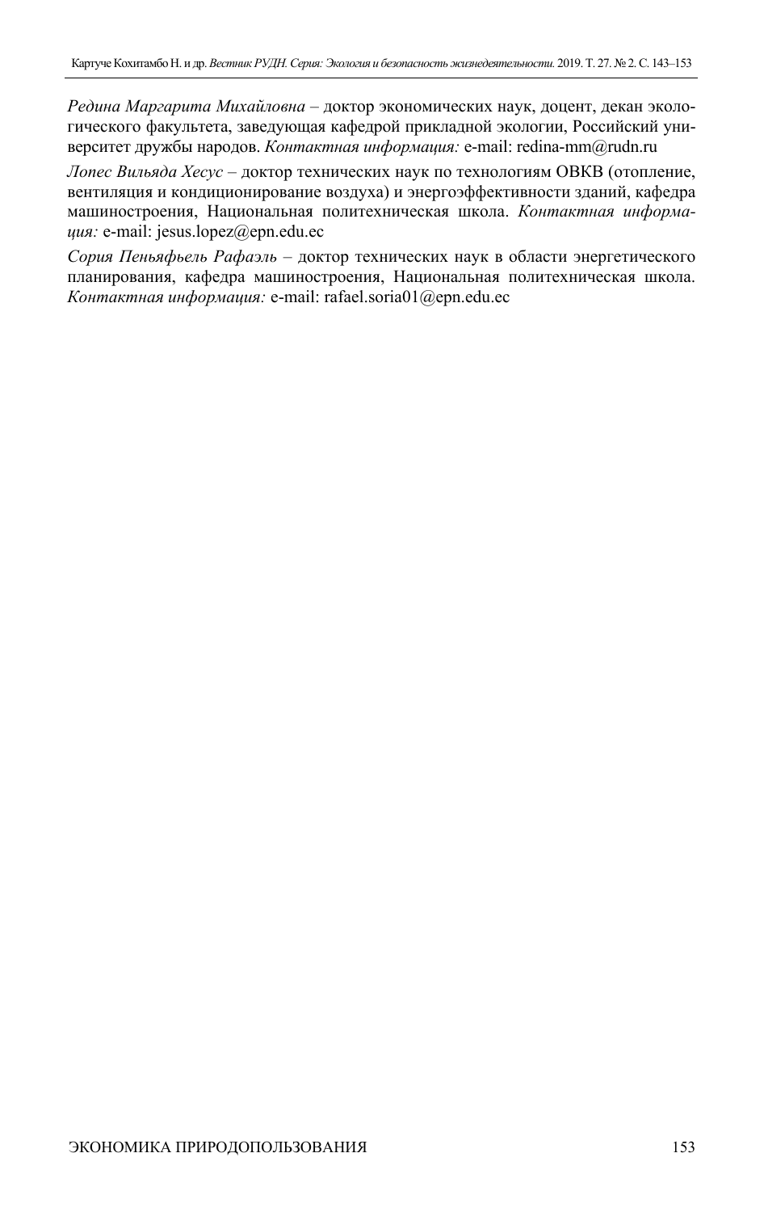*Редина Маргарита Михайловна* – доктор экономических наук, доцент, декан экологического факультета, заведующая кафедрой прикладной экологии, Российский университет дружбы народов. *Контактная информация:* e-mail: redina-mm@rudn.ru

*Лопес Вильяда Хесус* – доктор технических наук по технологиям ОВКВ (отопление, вентиляция и кондиционирование воздуха) и энергоэффективности зданий, кафедра машиностроения, Национальная политехническая школа. *Контактная информация:* e-mail: jesus.lopez@epn.edu.ec

*Сория Пеньяфьель Рафаэль* – доктор технических наук в области энергетического планирования, кафедра машиностроения, Национальная политехническая школа. *Контактная информация:* e-mail: rafael.soria01@epn.edu.ec